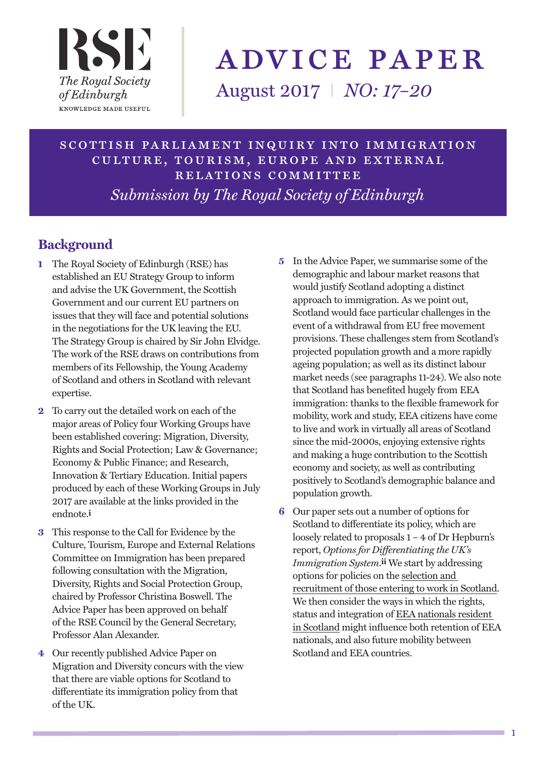RSE

*The Royal Society of Edinburgh*

KNOWLEDGE MADE USEFUL

# ADVICE PAPER

August 2017 | *NO: 17–20*

## SCOTTISH PARLIAMENT INQUIRY INTO IMMIGRATION CULTURE, TOURISM, EUROPE AND EXTERNAL RELATIONS COMMITTEE

*Submission by The Royal Society of Edinburgh*

## Background

**1** The Royal Society of Edinburgh (RSE) has established an EU Strategy Group to inform and advise the UK Government, the Scottish Government and our current EU partners on issues that they will face and potential solutions in the negotiations for the UK leaving the EU. The Strategy Group is chaired by Sir John Elvidge. The work of the RSE draws on contributions from members of its Fellowship, the Young Academy of Scotland and others in Scotland with relevant expertise.

**2** To carry out the detailed work on each of the major areas of Policy four Working Groups have been established covering: Migration, Diversity, Rights and Social Protection; Law & Governance; Economy & Public Finance; and Research, Innovation & Tertiary Education. Initial papers produced by each of these Working Groups in July 2017 are available at the links provided in the endnote.[i]

**3** This response to the Call for Evidence by the Culture, Tourism, Europe and External Relations Committee on Immigration has been prepared following consultation with the Migration, Diversity, Rights and Social Protection Group, chaired by Professor Christina Boswell. The Advice Paper has been approved on behalf of the RSE Council by the General Secretary, Professor Alan Alexander.

**4** Our recently published Advice Paper on Migration and Diversity concurs with the view that there are viable options for Scotland to differentiate its immigration policy from that of the UK.

**5** In the Advice Paper, we summarise some of the demographic and labour market reasons that would justify Scotland adopting a distinct approach to immigration. As we point out, Scotland would face particular challenges in the event of a withdrawal from EU free movement provisions. These challenges stem from Scotland's projected population growth and a more rapidly ageing population; as well as its distinct labour market needs (see paragraphs 11-24). We also note that Scotland has benefited hugely from EEA immigration: thanks to the flexible framework for mobility, work and study, EEA citizens have come to live and work in virtually all areas of Scotland since the mid-2000s, enjoying extensive rights and making a huge contribution to the Scottish economy and society, as well as contributing positively to Scotland's demographic balance and population growth.

**6** Our paper sets out a number of options for Scotland to differentiate its policy, which are loosely related to proposals 1 – 4 of Dr Hepburn's report, *Options for Differentiating the UK's Immigration System.*[ii] We start by addressing options for policies on the selection and recruitment of those entering to work in Scotland. We then consider the ways in which the rights, status and integration of EEA nationals resident in Scotland might influence both retention of EEA nationals, and also future mobility between Scotland and EEA countries.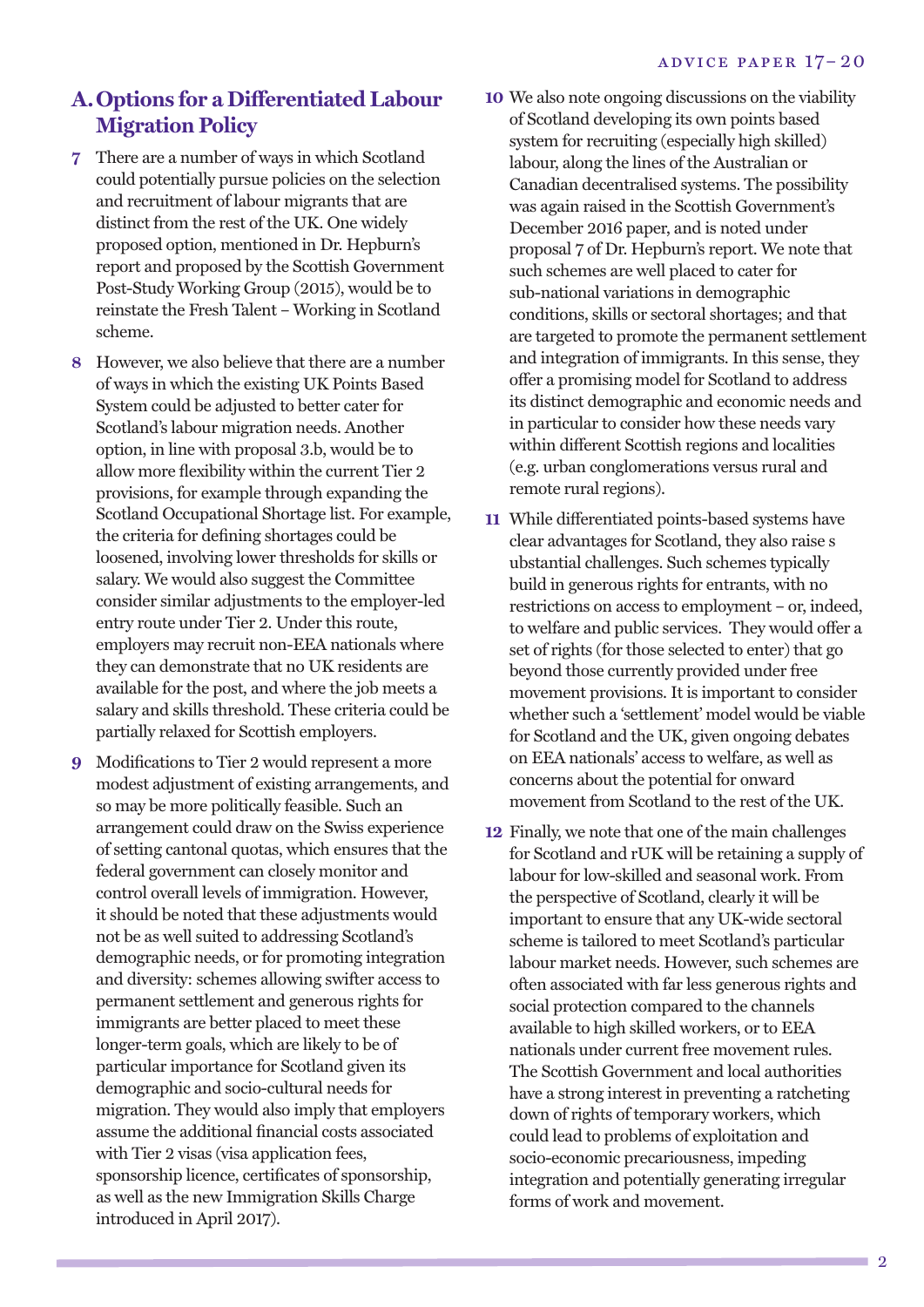## A. Options for a Differentiated Labour Migration Policy

7 There are a number of ways in which Scotland could potentially pursue policies on the selection and recruitment of labour migrants that are distinct from the rest of the UK. One widely proposed option, mentioned in Dr. Hepburn's report and proposed by the Scottish Government Post-Study Working Group (2015), would be to reinstate the Fresh Talent – Working in Scotland scheme.

8 However, we also believe that there are a number of ways in which the existing UK Points Based System could be adjusted to better cater for Scotland's labour migration needs. Another option, in line with proposal 3.b, would be to allow more flexibility within the current Tier 2 provisions, for example through expanding the Scotland Occupational Shortage list. For example, the criteria for defining shortages could be loosened, involving lower thresholds for skills or salary. We would also suggest the Committee consider similar adjustments to the employer-led entry route under Tier 2. Under this route, employers may recruit non-EEA nationals where they can demonstrate that no UK residents are available for the post, and where the job meets a salary and skills threshold. These criteria could be partially relaxed for Scottish employers.

9 Modifications to Tier 2 would represent a more modest adjustment of existing arrangements, and so may be more politically feasible. Such an arrangement could draw on the Swiss experience of setting cantonal quotas, which ensures that the federal government can closely monitor and control overall levels of immigration. However, it should be noted that these adjustments would not be as well suited to addressing Scotland's demographic needs, or for promoting integration and diversity: schemes allowing swifter access to permanent settlement and generous rights for immigrants are better placed to meet these longer-term goals, which are likely to be of particular importance for Scotland given its demographic and socio-cultural needs for migration. They would also imply that employers assume the additional financial costs associated with Tier 2 visas (visa application fees, sponsorship licence, certificates of sponsorship, as well as the new Immigration Skills Charge introduced in April 2017).

10 We also note ongoing discussions on the viability of Scotland developing its own points based system for recruiting (especially high skilled) labour, along the lines of the Australian or Canadian decentralised systems. The possibility was again raised in the Scottish Government's December 2016 paper, and is noted under proposal 7 of Dr. Hepburn's report. We note that such schemes are well placed to cater for sub-national variations in demographic conditions, skills or sectoral shortages; and that are targeted to promote the permanent settlement and integration of immigrants. In this sense, they offer a promising model for Scotland to address its distinct demographic and economic needs and in particular to consider how these needs vary within different Scottish regions and localities (e.g. urban conglomerations versus rural and remote rural regions).

11 While differentiated points-based systems have clear advantages for Scotland, they also raise s ubstantial challenges. Such schemes typically build in generous rights for entrants, with no restrictions on access to employment – or, indeed, to welfare and public services. They would offer a set of rights (for those selected to enter) that go beyond those currently provided under free movement provisions. It is important to consider whether such a 'settlement' model would be viable for Scotland and the UK, given ongoing debates on EEA nationals' access to welfare, as well as concerns about the potential for onward movement from Scotland to the rest of the UK.

12 Finally, we note that one of the main challenges for Scotland and rUK will be retaining a supply of labour for low-skilled and seasonal work. From the perspective of Scotland, clearly it will be important to ensure that any UK-wide sectoral scheme is tailored to meet Scotland's particular labour market needs. However, such schemes are often associated with far less generous rights and social protection compared to the channels available to high skilled workers, or to EEA nationals under current free movement rules. The Scottish Government and local authorities have a strong interest in preventing a ratcheting down of rights of temporary workers, which could lead to problems of exploitation and socio-economic precariousness, impeding integration and potentially generating irregular forms of work and movement.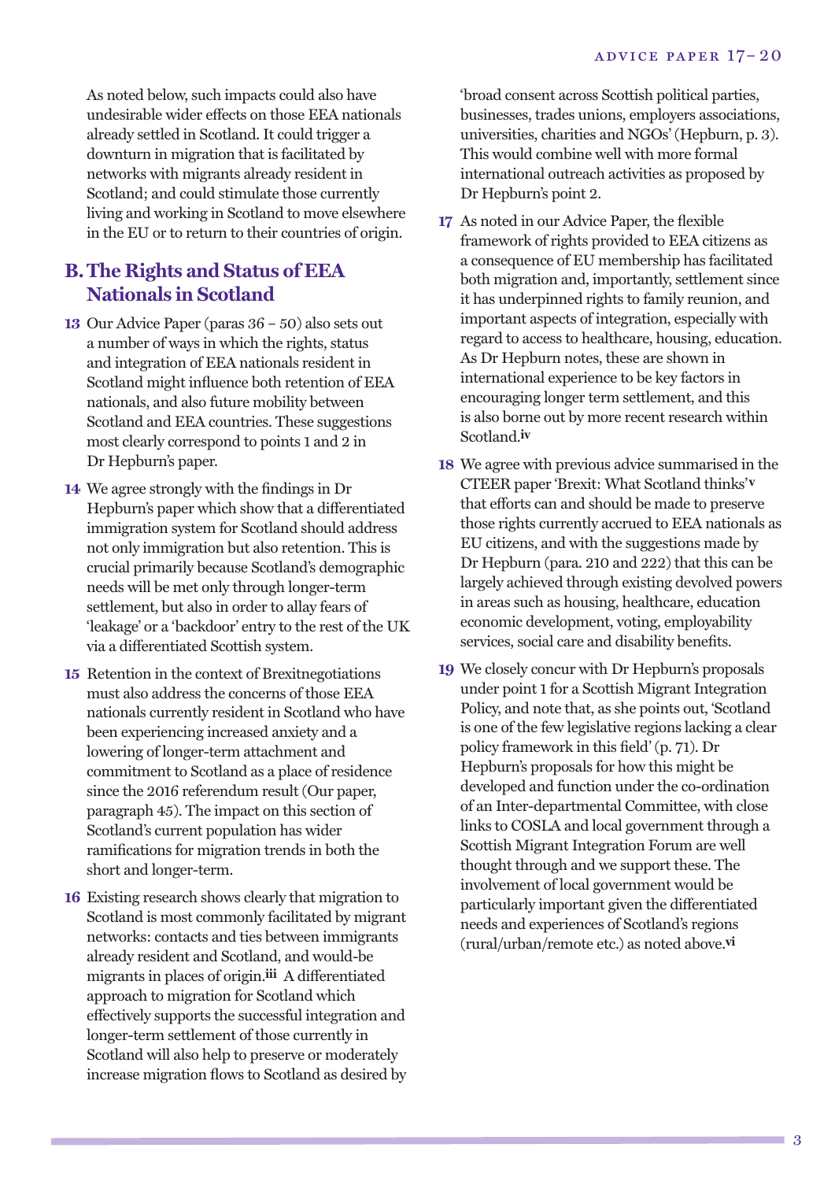As noted below, such impacts could also have undesirable wider effects on those EEA nationals already settled in Scotland. It could trigger a downturn in migration that is facilitated by networks with migrants already resident in Scotland; and could stimulate those currently living and working in Scotland to move elsewhere in the EU or to return to their countries of origin.

## B. The Rights and Status of EEA Nationals in Scotland

**13** Our Advice Paper (paras 36 – 50) also sets out a number of ways in which the rights, status and integration of EEA nationals resident in Scotland might influence both retention of EEA nationals, and also future mobility between Scotland and EEA countries. These suggestions most clearly correspond to points 1 and 2 in Dr Hepburn's paper.

**14** We agree strongly with the findings in Dr Hepburn's paper which show that a differentiated immigration system for Scotland should address not only immigration but also retention. This is crucial primarily because Scotland's demographic needs will be met only through longer-term settlement, but also in order to allay fears of 'leakage' or a 'backdoor' entry to the rest of the UK via a differentiated Scottish system.

**15** Retention in the context of Brexitnegotiations must also address the concerns of those EEA nationals currently resident in Scotland who have been experiencing increased anxiety and a lowering of longer-term attachment and commitment to Scotland as a place of residence since the 2016 referendum result (Our paper, paragraph 45). The impact on this section of Scotland's current population has wider ramifications for migration trends in both the short and longer-term.

**16** Existing research shows clearly that migration to Scotland is most commonly facilitated by migrant networks: contacts and ties between immigrants already resident and Scotland, and would-be migrants in places of origin.[iii] A differentiated approach to migration for Scotland which effectively supports the successful integration and longer-term settlement of those currently in Scotland will also help to preserve or moderately increase migration flows to Scotland as desired by 'broad consent across Scottish political parties, businesses, trades unions, employers associations, universities, charities and NGOs' (Hepburn, p. 3). This would combine well with more formal international outreach activities as proposed by Dr Hepburn's point 2.

**17** As noted in our Advice Paper, the flexible framework of rights provided to EEA citizens as a consequence of EU membership has facilitated both migration and, importantly, settlement since it has underpinned rights to family reunion, and important aspects of integration, especially with regard to access to healthcare, housing, education. As Dr Hepburn notes, these are shown in international experience to be key factors in encouraging longer term settlement, and this is also borne out by more recent research within Scotland.[iv]

**18** We agree with previous advice summarised in the CTEER paper 'Brexit: What Scotland thinks'[v] that efforts can and should be made to preserve those rights currently accrued to EEA nationals as EU citizens, and with the suggestions made by Dr Hepburn (para. 210 and 222) that this can be largely achieved through existing devolved powers in areas such as housing, healthcare, education economic development, voting, employability services, social care and disability benefits.

**19** We closely concur with Dr Hepburn's proposals under point 1 for a Scottish Migrant Integration Policy, and note that, as she points out, 'Scotland is one of the few legislative regions lacking a clear policy framework in this field' (p. 71). Dr Hepburn's proposals for how this might be developed and function under the co-ordination of an Inter-departmental Committee, with close links to COSLA and local government through a Scottish Migrant Integration Forum are well thought through and we support these. The involvement of local government would be particularly important given the differentiated needs and experiences of Scotland's regions (rural/urban/remote etc.) as noted above.[vi]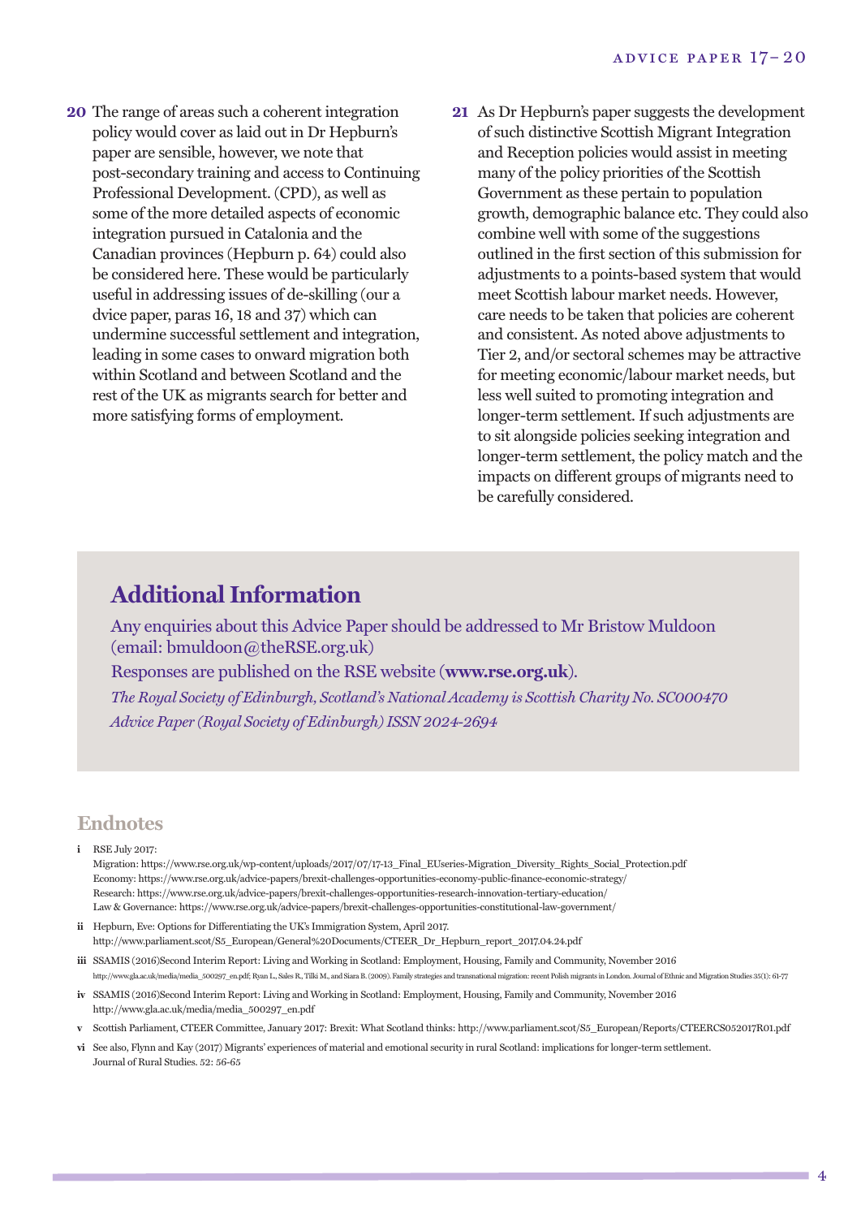**20** The range of areas such a coherent integration policy would cover as laid out in Dr Hepburn's paper are sensible, however, we note that post-secondary training and access to Continuing Professional Development. (CPD), as well as some of the more detailed aspects of economic integration pursued in Catalonia and the Canadian provinces (Hepburn p. 64) could also be considered here. These would be particularly useful in addressing issues of de-skilling (our a dvice paper, paras 16, 18 and 37) which can undermine successful settlement and integration, leading in some cases to onward migration both within Scotland and between Scotland and the rest of the UK as migrants search for better and more satisfying forms of employment.

**21** As Dr Hepburn's paper suggests the development of such distinctive Scottish Migrant Integration and Reception policies would assist in meeting many of the policy priorities of the Scottish Government as these pertain to population growth, demographic balance etc. They could also combine well with some of the suggestions outlined in the first section of this submission for adjustments to a points-based system that would meet Scottish labour market needs. However, care needs to be taken that policies are coherent and consistent. As noted above adjustments to Tier 2, and/or sectoral schemes may be attractive for meeting economic/labour market needs, but less well suited to promoting integration and longer-term settlement. If such adjustments are to sit alongside policies seeking integration and longer-term settlement, the policy match and the impacts on different groups of migrants need to be carefully considered.

## Additional Information

Any enquiries about this Advice Paper should be addressed to Mr Bristow Muldoon (email: bmuldoon@theRSE.org.uk)

Responses are published on the RSE website (**www.rse.org.uk**).

*The Royal Society of Edinburgh, Scotland's National Academy is Scottish Charity No. SC000470*

*Advice Paper (Royal Society of Edinburgh) ISSN 2024-2694*

## Endnotes

**i** RSE July 2017:
Migration: https://www.rse.org.uk/wp-content/uploads/2017/07/17-13_Final_EUseries-Migration_Diversity_Rights_Social_Protection.pdf
Economy: https://www.rse.org.uk/advice-papers/brexit-challenges-opportunities-economy-public-finance-economic-strategy/
Research: https://www.rse.org.uk/advice-papers/brexit-challenges-opportunities-research-innovation-tertiary-education/
Law & Governance: https://www.rse.org.uk/advice-papers/brexit-challenges-opportunities-constitutional-law-government/

**ii** Hepburn, Eve: Options for Differentiating the UK's Immigration System, April 2017.
http://www.parliament.scot/S5_European/General%20Documents/CTEER_Dr_Hepburn_report_2017.04.24.pdf

**iii** SSAMIS (2016)Second Interim Report: Living and Working in Scotland: Employment, Housing, Family and Community, November 2016
http://www.gla.ac.uk/media/media_500297_en.pdf; Ryan L., Sales R., Tilki M., and Siara B. (2009). Family strategies and transnational migration: recent Polish migrants in London. Journal of Ethnic and Migration Studies 35(1): 61-77

**iv** SSAMIS (2016)Second Interim Report: Living and Working in Scotland: Employment, Housing, Family and Community, November 2016
http://www.gla.ac.uk/media/media_500297_en.pdf

**v** Scottish Parliament, CTEER Committee, January 2017: Brexit: What Scotland thinks: http://www.parliament.scot/S5_European/Reports/CTEERCS052017R01.pdf

**vi** See also, Flynn and Kay (2017) Migrants' experiences of material and emotional security in rural Scotland: implications for longer-term settlement.
Journal of Rural Studies. 52: 56-65